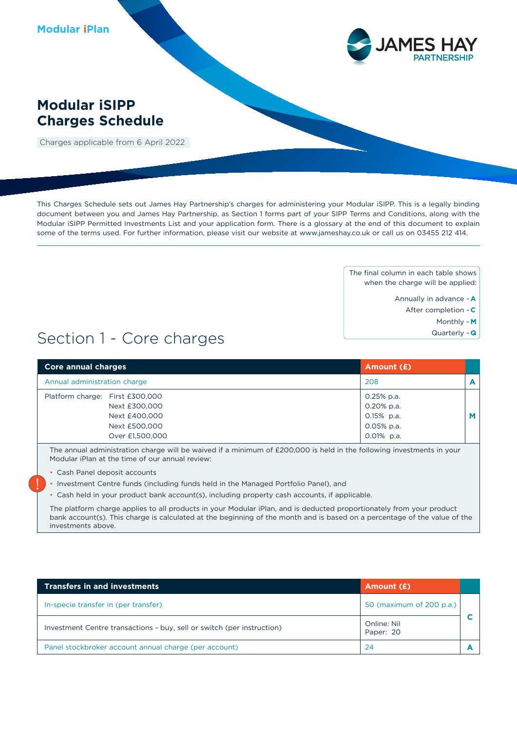Modular iPlan

JAMES HAY PARTNERSHIP

# Modular iSIPP Charges Schedule

Charges applicable from 6 April 2022

This Charges Schedule sets out James Hay Partnership's charges for administering your Modular iSIPP. This is a legally binding document between you and James Hay Partnership, as Section 1 forms part of your SIPP Terms and Conditions, along with the Modular iSIPP Permitted Investments List and your application form. There is a glossary at the end of this document to explain some of the terms used. For further information, please visit our website at www.jameshay.co.uk or call us on 03455 212 414.

---

The final column in each table shows when the charge will be applied:

- Annually in advance - **A**
- After completion - **C**
- Monthly - **M**
- Quarterly - **Q**

## Section 1 - Core charges

| Core annual charges | Amount (£) | |
|---|---|---|
| Annual administration charge | 208 | A |
| Platform charge: First £300,000<br>Next £300,000<br>Next £400,000<br>Next £500,000<br>Over £1,500,000 | 0.25% p.a.<br>0.20% p.a.<br>0.15% p.a.<br>0.05% p.a.<br>0.01% p.a. | M |

The annual administration charge will be waived if a minimum of £200,000 is held in the following investments in your Modular iPlan at the time of our annual review:

- Cash Panel deposit accounts
- Investment Centre funds (including funds held in the Managed Portfolio Panel), and
- Cash held in your product bank account(s), including property cash accounts, if applicable.

The platform charge applies to all products in your Modular iPlan, and is deducted proportionately from your product bank account(s). This charge is calculated at the beginning of the month and is based on a percentage of the value of the investments above.

| Transfers in and investments | Amount (£) | |
|---|---|---|
| In-specie transfer in (per transfer) | 50 (maximum of 200 p.a.) | C |
| Investment Centre transactions - buy, sell or switch (per instruction) | Online: Nil<br>Paper: 20 | C |
| Panel stockbroker account annual charge (per account) | 24 | A |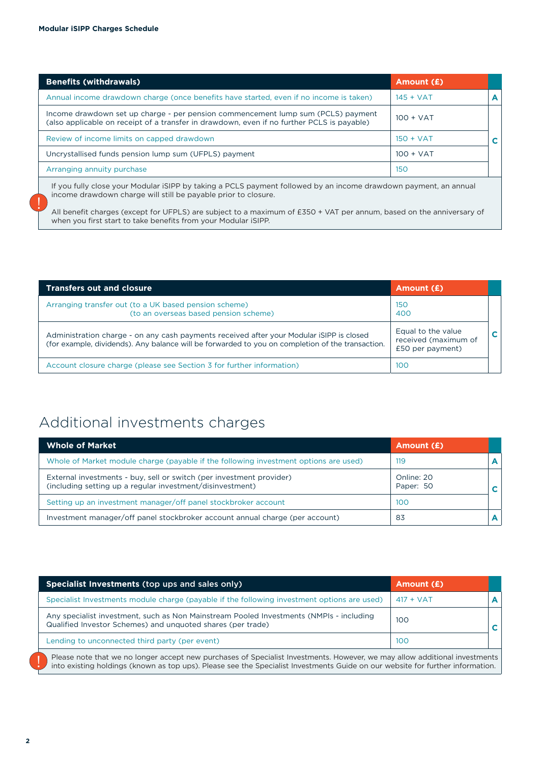| Benefits (withdrawals) | Amount (£) | |
|---|---|---|
| Annual income drawdown charge (once benefits have started, even if no income is taken) | 145 + VAT | A |
| Income drawdown set up charge - per pension commencement lump sum (PCLS) payment (also applicable on receipt of a transfer in drawdown, even if no further PCLS is payable) | 100 + VAT | C |
| Review of income limits on capped drawdown | 150 + VAT | |
| Uncrystallised funds pension lump sum (UFPLS) payment | 100 + VAT | |
| Arranging annuity purchase | 150 | |

If you fully close your Modular iSIPP by taking a PCLS payment followed by an income drawdown payment, an annual income drawdown charge will still be payable prior to closure.

All benefit charges (except for UFPLS) are subject to a maximum of £350 + VAT per annum, based on the anniversary of when you first start to take benefits from your Modular iSIPP.

| Transfers out and closure | Amount (£) | |
|---|---|---|
| Arranging transfer out (to a UK based pension scheme)<br>(to an overseas based pension scheme) | 150<br>400 | C |
| Administration charge - on any cash payments received after your Modular iSIPP is closed (for example, dividends). Any balance will be forwarded to you on completion of the transaction. | Equal to the value received (maximum of £50 per payment) | |
| Account closure charge (please see Section 3 for further information) | 100 | |

# Additional investments charges

| Whole of Market | Amount (£) | |
|---|---|---|
| Whole of Market module charge (payable if the following investment options are used) | 119 | A |
| External investments - buy, sell or switch (per investment provider) (including setting up a regular investment/disinvestment) | Online: 20<br>Paper: 50 | C |
| Setting up an investment manager/off panel stockbroker account | 100 | |
| Investment manager/off panel stockbroker account annual charge (per account) | 83 | A |

| Specialist Investments (top ups and sales only) | Amount (£) | |
|---|---|---|
| Specialist Investments module charge (payable if the following investment options are used) | 417 + VAT | A |
| Any specialist investment, such as Non Mainstream Pooled Investments (NMPIs - including Qualified Investor Schemes) and unquoted shares (per trade) | 100 | C |
| Lending to unconnected third party (per event) | 100 | |

Please note that we no longer accept new purchases of Specialist Investments. However, we may allow additional investments into existing holdings (known as top ups). Please see the Specialist Investments Guide on our website for further information.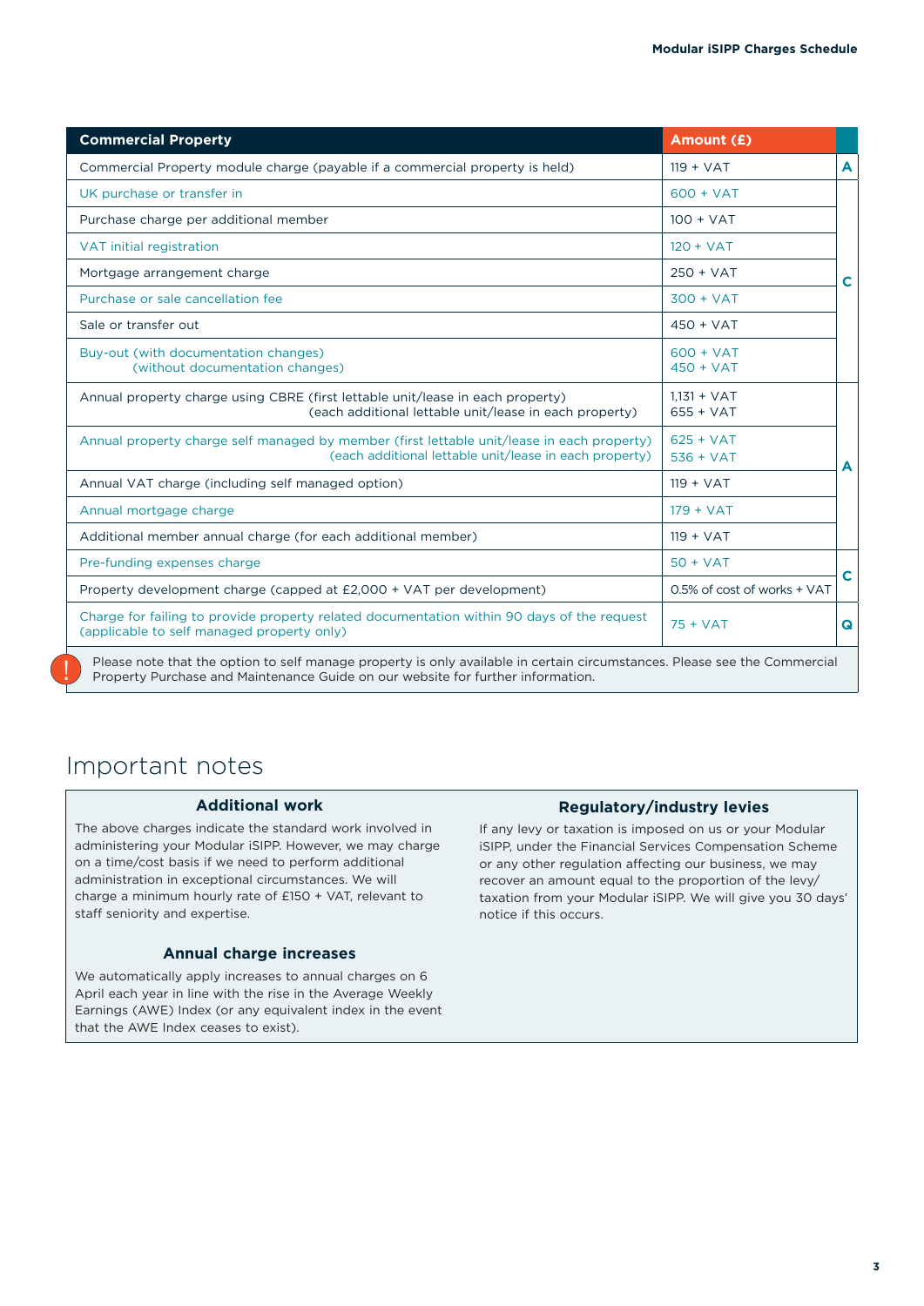| Commercial Property | Amount (£) | |
|---|---|---|
| Commercial Property module charge (payable if a commercial property is held) | 119 + VAT | A |
| UK purchase or transfer in | 600 + VAT | C |
| Purchase charge per additional member | 100 + VAT | C |
| VAT initial registration | 120 + VAT | C |
| Mortgage arrangement charge | 250 + VAT | C |
| Purchase or sale cancellation fee | 300 + VAT | C |
| Sale or transfer out | 450 + VAT | C |
| Buy-out (with documentation changes)<br>(without documentation changes) | 600 + VAT<br>450 + VAT | C |
| Annual property charge using CBRE (first lettable unit/lease in each property)<br>(each additional lettable unit/lease in each property) | 1,131 + VAT<br>655 + VAT | A |
| Annual property charge self managed by member (first lettable unit/lease in each property)<br>(each additional lettable unit/lease in each property) | 625 + VAT<br>536 + VAT | A |
| Annual VAT charge (including self managed option) | 119 + VAT | A |
| Annual mortgage charge | 179 + VAT | A |
| Additional member annual charge (for each additional member) | 119 + VAT | A |
| Pre-funding expenses charge | 50 + VAT | C |
| Property development charge (capped at £2,000 + VAT per development) | 0.5% of cost of works + VAT | C |
| Charge for failing to provide property related documentation within 90 days of the request (applicable to self managed property only) | 75 + VAT | Q |

! Please note that the option to self manage property is only available in certain circumstances. Please see the Commercial Property Purchase and Maintenance Guide on our website for further information.

# Important notes

### Additional work

The above charges indicate the standard work involved in administering your Modular iSIPP. However, we may charge on a time/cost basis if we need to perform additional administration in exceptional circumstances. We will charge a minimum hourly rate of £150 + VAT, relevant to staff seniority and expertise.

### Annual charge increases

We automatically apply increases to annual charges on 6 April each year in line with the rise in the Average Weekly Earnings (AWE) Index (or any equivalent index in the event that the AWE Index ceases to exist).

### Regulatory/industry levies

If any levy or taxation is imposed on us or your Modular iSIPP, under the Financial Services Compensation Scheme or any other regulation affecting our business, we may recover an amount equal to the proportion of the levy/taxation from your Modular iSIPP. We will give you 30 days' notice if this occurs.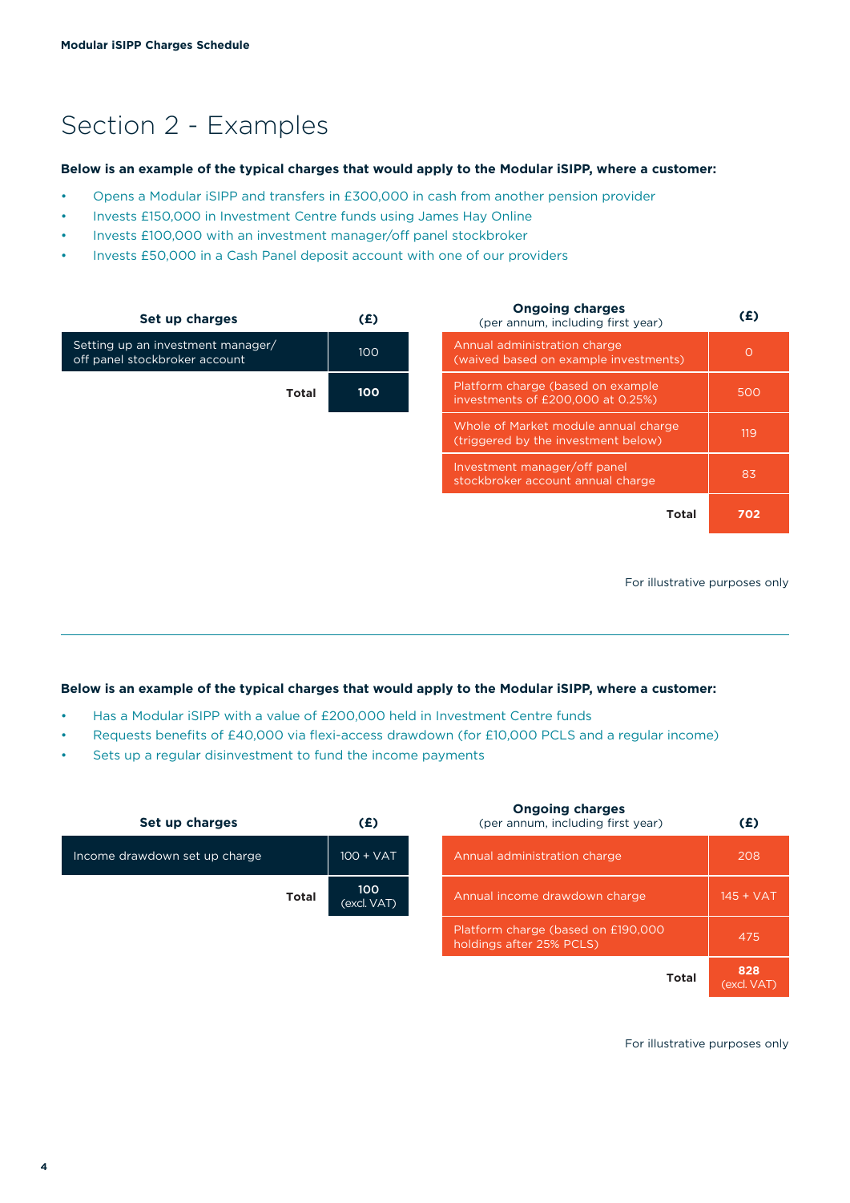# Section 2 - Examples

**Below is an example of the typical charges that would apply to the Modular iSIPP, where a customer:**

- Opens a Modular iSIPP and transfers in £300,000 in cash from another pension provider
- Invests £150,000 in Investment Centre funds using James Hay Online
- Invests £100,000 with an investment manager/off panel stockbroker
- Invests £50,000 in a Cash Panel deposit account with one of our providers

| Set up charges | (£) |
|---|---|
| Setting up an investment manager/ off panel stockbroker account | 100 |
| **Total** | **100** |

| Ongoing charges (per annum, including first year) | (£) |
|---|---|
| Annual administration charge (waived based on example investments) | 0 |
| Platform charge (based on example investments of £200,000 at 0.25%) | 500 |
| Whole of Market module annual charge (triggered by the investment below) | 119 |
| Investment manager/off panel stockbroker account annual charge | 83 |
| **Total** | **702** |

For illustrative purposes only

---

**Below is an example of the typical charges that would apply to the Modular iSIPP, where a customer:**

- Has a Modular iSIPP with a value of £200,000 held in Investment Centre funds
- Requests benefits of £40,000 via flexi-access drawdown (for £10,000 PCLS and a regular income)
- Sets up a regular disinvestment to fund the income payments

| Set up charges | (£) |
|---|---|
| Income drawdown set up charge | 100 + VAT |
| **Total** | **100** (excl. VAT) |

| Ongoing charges (per annum, including first year) | (£) |
|---|---|
| Annual administration charge | 208 |
| Annual income drawdown charge | 145 + VAT |
| Platform charge (based on £190,000 holdings after 25% PCLS) | 475 |
| **Total** | **828** (excl. VAT) |

For illustrative purposes only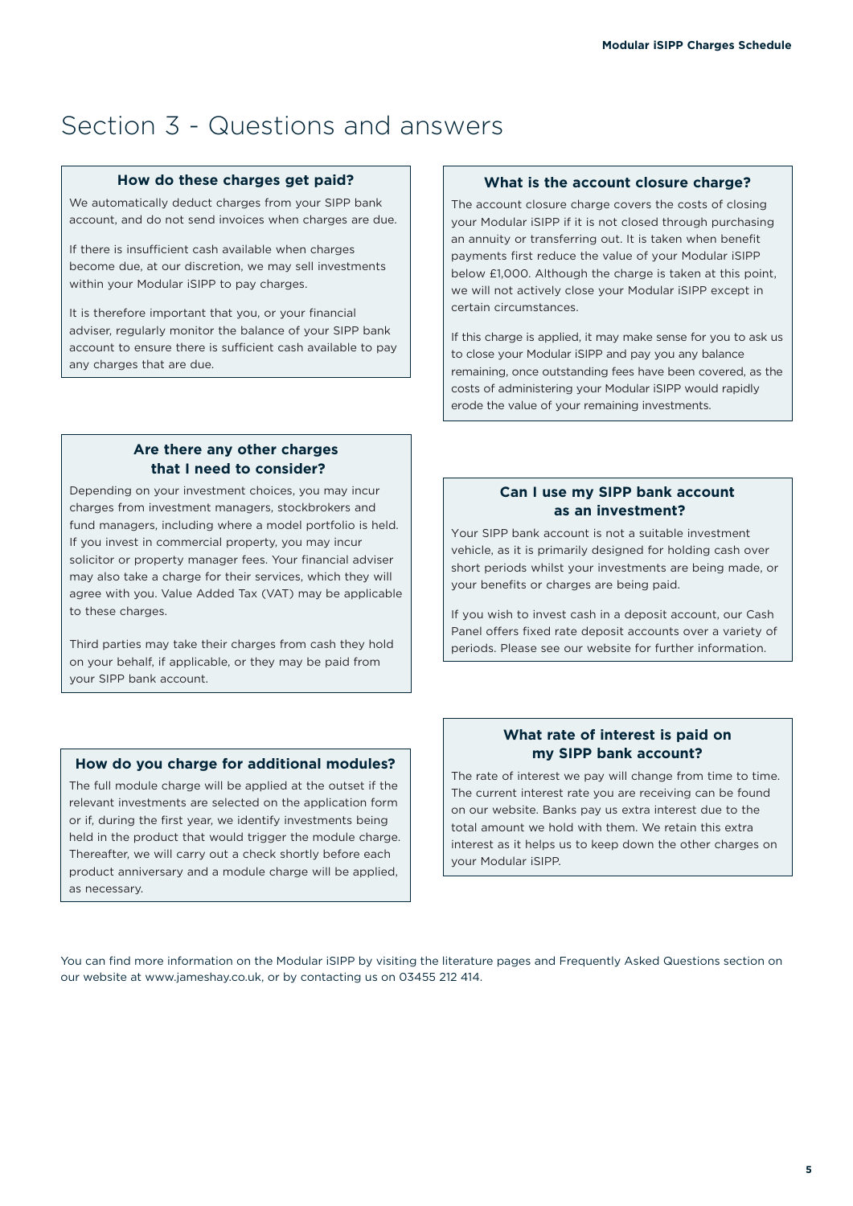# Section 3 - Questions and answers

### How do these charges get paid?

We automatically deduct charges from your SIPP bank account, and do not send invoices when charges are due.

If there is insufficient cash available when charges become due, at our discretion, we may sell investments within your Modular iSIPP to pay charges.

It is therefore important that you, or your financial adviser, regularly monitor the balance of your SIPP bank account to ensure there is sufficient cash available to pay any charges that are due.

### Are there any other charges that I need to consider?

Depending on your investment choices, you may incur charges from investment managers, stockbrokers and fund managers, including where a model portfolio is held. If you invest in commercial property, you may incur solicitor or property manager fees. Your financial adviser may also take a charge for their services, which they will agree with you. Value Added Tax (VAT) may be applicable to these charges.

Third parties may take their charges from cash they hold on your behalf, if applicable, or they may be paid from your SIPP bank account.

### How do you charge for additional modules?

The full module charge will be applied at the outset if the relevant investments are selected on the application form or if, during the first year, we identify investments being held in the product that would trigger the module charge. Thereafter, we will carry out a check shortly before each product anniversary and a module charge will be applied, as necessary.

### What is the account closure charge?

The account closure charge covers the costs of closing your Modular iSIPP if it is not closed through purchasing an annuity or transferring out. It is taken when benefit payments first reduce the value of your Modular iSIPP below £1,000. Although the charge is taken at this point, we will not actively close your Modular iSIPP except in certain circumstances.

If this charge is applied, it may make sense for you to ask us to close your Modular iSIPP and pay you any balance remaining, once outstanding fees have been covered, as the costs of administering your Modular iSIPP would rapidly erode the value of your remaining investments.

### Can I use my SIPP bank account as an investment?

Your SIPP bank account is not a suitable investment vehicle, as it is primarily designed for holding cash over short periods whilst your investments are being made, or your benefits or charges are being paid.

If you wish to invest cash in a deposit account, our Cash Panel offers fixed rate deposit accounts over a variety of periods. Please see our website for further information.

### What rate of interest is paid on my SIPP bank account?

The rate of interest we pay will change from time to time. The current interest rate you are receiving can be found on our website. Banks pay us extra interest due to the total amount we hold with them. We retain this extra interest as it helps us to keep down the other charges on your Modular iSIPP.

You can find more information on the Modular iSIPP by visiting the literature pages and Frequently Asked Questions section on our website at www.jameshay.co.uk, or by contacting us on 03455 212 414.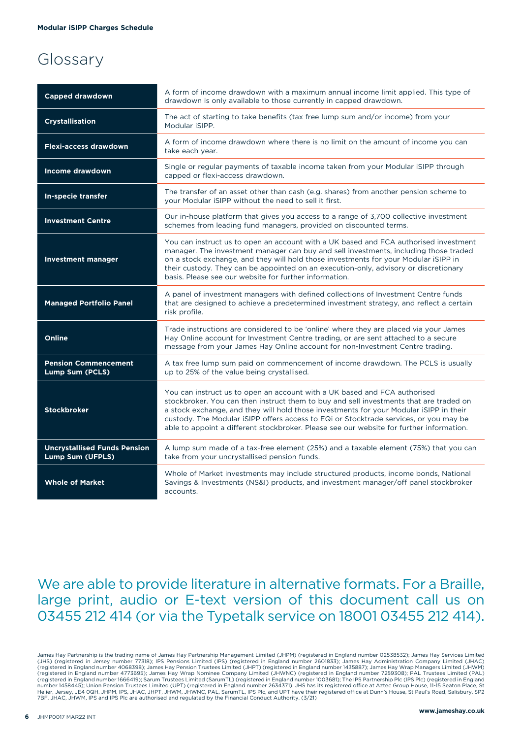# Glossary

| | |
|---|---|
| **Capped drawdown** | A form of income drawdown with a maximum annual income limit applied. This type of drawdown is only available to those currently in capped drawdown. |
| **Crystallisation** | The act of starting to take benefits (tax free lump sum and/or income) from your Modular iSIPP. |
| **Flexi-access drawdown** | A form of income drawdown where there is no limit on the amount of income you can take each year. |
| **Income drawdown** | Single or regular payments of taxable income taken from your Modular iSIPP through capped or flexi-access drawdown. |
| **In-specie transfer** | The transfer of an asset other than cash (e.g. shares) from another pension scheme to your Modular iSIPP without the need to sell it first. |
| **Investment Centre** | Our in-house platform that gives you access to a range of 3,700 collective investment schemes from leading fund managers, provided on discounted terms. |
| **Investment manager** | You can instruct us to open an account with a UK based and FCA authorised investment manager. The investment manager can buy and sell investments, including those traded on a stock exchange, and they will hold those investments for your Modular iSIPP in their custody. They can be appointed on an execution-only, advisory or discretionary basis. Please see our website for further information. |
| **Managed Portfolio Panel** | A panel of investment managers with defined collections of Investment Centre funds that are designed to achieve a predetermined investment strategy, and reflect a certain risk profile. |
| **Online** | Trade instructions are considered to be 'online' where they are placed via your James Hay Online account for Investment Centre trading, or are sent attached to a secure message from your James Hay Online account for non-Investment Centre trading. |
| **Pension Commencement Lump Sum (PCLS)** | A tax free lump sum paid on commencement of income drawdown. The PCLS is usually up to 25% of the value being crystallised. |
| **Stockbroker** | You can instruct us to open an account with a UK based and FCA authorised stockbroker. You can then instruct them to buy and sell investments that are traded on a stock exchange, and they will hold those investments for your Modular iSIPP in their custody. The Modular iSIPP offers access to EQi or Stocktrade services, or you may be able to appoint a different stockbroker. Please see our website for further information. |
| **Uncrystallised Funds Pension Lump Sum (UFPLS)** | A lump sum made of a tax-free element (25%) and a taxable element (75%) that you can take from your uncrystallised pension funds. |
| **Whole of Market** | Whole of Market investments may include structured products, income bonds, National Savings & Investments (NS&I) products, and investment manager/off panel stockbroker accounts. |

We are able to provide literature in alternative formats. For a Braille, large print, audio or E-text version of this document call us on 03455 212 414 (or via the Typetalk service on 18001 03455 212 414).

James Hay Partnership is the trading name of James Hay Partnership Management Limited (JHPM) (registered in England number 02538532); James Hay Services Limited (JHS) (registered in Jersey number 77318); IPS Pensions Limited (IPS) (registered in England number 2601833); James Hay Administration Company Limited (JHAC) (registered in England number 4068398); James Hay Pension Trustees Limited (JHPT) (registered in England number 1435887); James Hay Wrap Managers Limited (JHWM) (registered in England number 4773695); James Hay Wrap Nominee Company Limited (JHWNC) (registered in England number 7259308); PAL Trustees Limited (PAL) (registered in England number 1666419); Sarum Trustees Limited (SarumTL) (registered in England number 1003681); The IPS Partnership Plc (IPS Plc) (registered in England number 1458445); Union Pension Trustees Limited (UPT) (registered in England number 2634371). JHS has its registered office at Aztec Group House, 11-15 Seaton Place, St Helier, Jersey, JE4 0QH. JHPM, IPS, JHAC, JHPT, JHWM, JHWNC, PAL, SarumTL, IPS Plc, and UPT have their registered office at Dunn's House, St Paul's Road, Salisbury, SP2 7BF. JHAC, JHWM, IPS and IPS Plc are authorised and regulated by the Financial Conduct Authority. (3/21)

JHMP0017 MAR22 INT

www.jameshay.co.uk